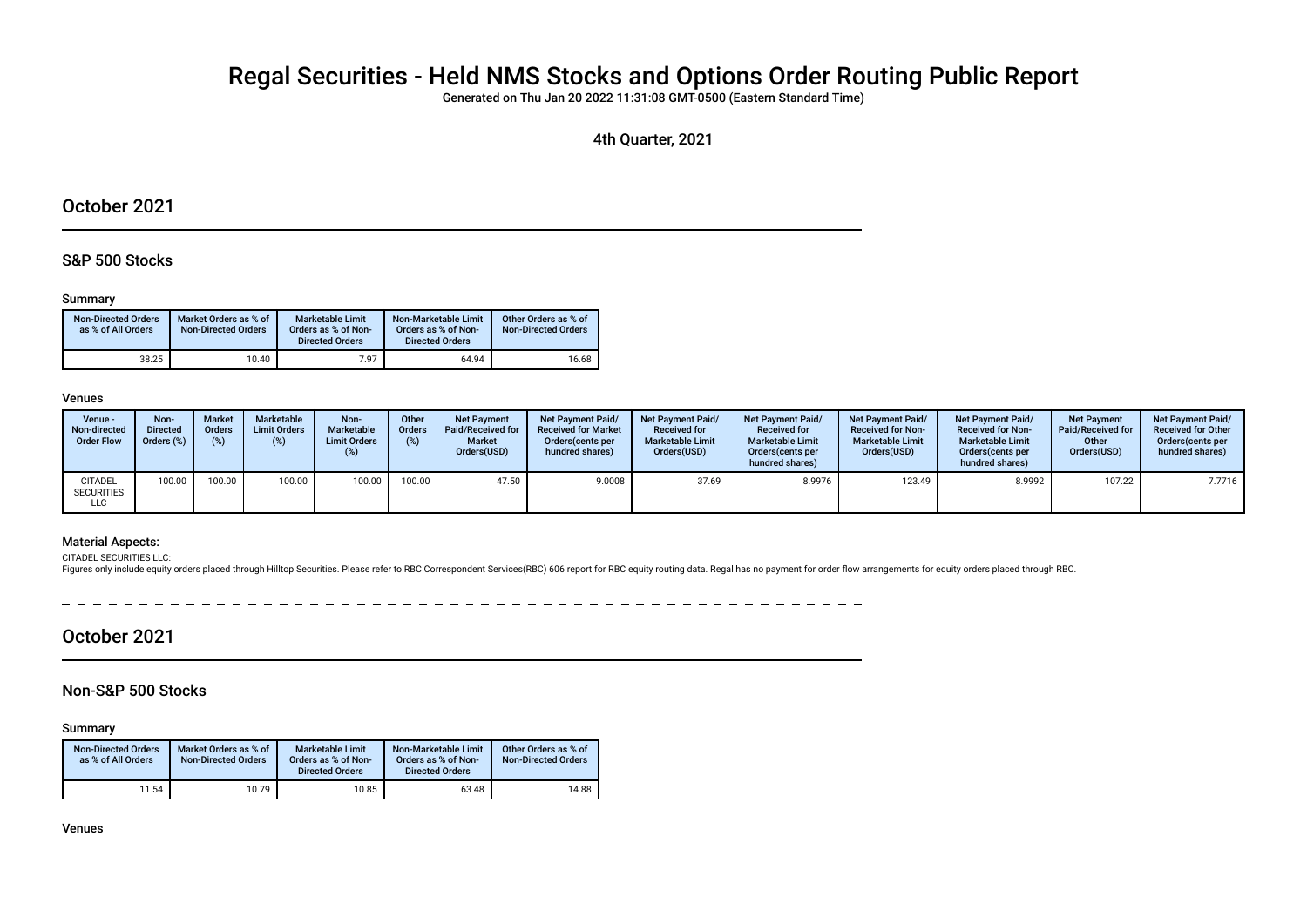# Regal Securities - Held NMS Stocks and Options Order Routing Public Report

Generated on Thu Jan 20 2022 11:31:08 GMT-0500 (Eastern Standard Time)

4th Quarter, 2021

## October 2021

### S&P 500 Stocks

#### Summary

| Non-Directed Orders as % of All Orders | Market Orders as % of Non-Directed Orders | Marketable Limit Orders as % of Non-Directed Orders | Non-Marketable Limit Orders as % of Non-Directed Orders | Other Orders as % of Non-Directed Orders |
|---|---|---|---|---|
| 38.25 | 10.40 | 7.97 | 64.94 | 16.68 |

#### Venues

| Venue - Non-directed Order Flow | Non-Directed Orders (%) | Market Orders (%) | Marketable Limit Orders (%) | Non-Marketable Limit Orders (%) | Other Orders (%) | Net Payment Paid/Received for Market Orders(USD) | Net Payment Paid/Received for Market Orders(cents per hundred shares) | Net Payment Paid/Received for Marketable Limit Orders(USD) | Net Payment Paid/Received for Marketable Limit Orders(cents per hundred shares) | Net Payment Paid/Received for Non-Marketable Limit Orders(USD) | Net Payment Paid/Received for Non-Marketable Limit Orders(cents per hundred shares) | Net Payment Paid/Received for Other Orders(USD) | Net Payment Paid/Received for Other Orders(cents per hundred shares) |
|---|---|---|---|---|---|---|---|---|---|---|---|---|---|
| CITADEL SECURITIES LLC | 100.00 | 100.00 | 100.00 | 100.00 | 100.00 | 47.50 | 9.0008 | 37.69 | 8.9976 | 123.49 | 8.9992 | 107.22 | 7.7716 |

#### Material Aspects:

CITADEL SECURITIES LLC:

Figures only include equity orders placed through Hilltop Securities. Please refer to RBC Correspondent Services(RBC) 606 report for RBC equity routing data. Regal has no payment for order flow arrangements for equity orders placed through RBC.

## October 2021

### Non-S&P 500 Stocks

#### Summary

| Non-Directed Orders as % of All Orders | Market Orders as % of Non-Directed Orders | Marketable Limit Orders as % of Non-Directed Orders | Non-Marketable Limit Orders as % of Non-Directed Orders | Other Orders as % of Non-Directed Orders |
|---|---|---|---|---|
| 11.54 | 10.79 | 10.85 | 63.48 | 14.88 |

#### Venues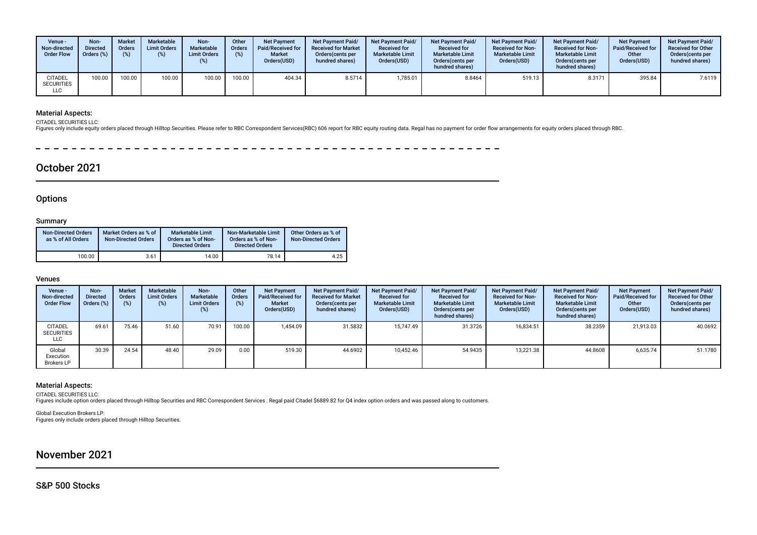| Venue - Non-directed Order Flow | Non-Directed Orders (%) | Market Orders (%) | Marketable Limit Orders (%) | Non-Marketable Limit Orders (%) | Other Orders (%) | Net Payment Paid/Received for Market Orders(USD) | Net Payment Paid/ Received for Market Orders(cents per hundred shares) | Net Payment Paid/ Received for Marketable Limit Orders(USD) | Net Payment Paid/ Received for Marketable Limit Orders(cents per hundred shares) | Net Payment Paid/ Received for Non-Marketable Limit Orders(USD) | Net Payment Paid/ Received for Non-Marketable Limit Orders(cents per hundred shares) | Net Payment Paid/Received for Other Orders(USD) | Net Payment Paid/ Received for Other Orders(cents per hundred shares) |
|---|---|---|---|---|---|---|---|---|---|---|---|---|---|
| CITADEL SECURITIES LLC | 100.00 | 100.00 | 100.00 | 100.00 | 100.00 | 404.34 | 8.5714 | 1,785.01 | 8.8464 | 519.13 | 8.3171 | 395.84 | 7.6119 |

### Material Aspects:

CITADEL SECURITIES LLC:
Figures only include equity orders placed through Hilltop Securities. Please refer to RBC Correspondent Services(RBC) 606 report for RBC equity routing data. Regal has no payment for order flow arrangements for equity orders placed through RBC.

# October 2021

## Options

### Summary

| Non-Directed Orders as % of All Orders | Market Orders as % of Non-Directed Orders | Marketable Limit Orders as % of Non-Directed Orders | Non-Marketable Limit Orders as % of Non-Directed Orders | Other Orders as % of Non-Directed Orders |
|---|---|---|---|---|
| 100.00 | 3.61 | 14.00 | 78.14 | 4.25 |

### Venues

| Venue - Non-directed Order Flow | Non-Directed Orders (%) | Market Orders (%) | Marketable Limit Orders (%) | Non-Marketable Limit Orders (%) | Other Orders (%) | Net Payment Paid/Received for Market Orders(USD) | Net Payment Paid/ Received for Market Orders(cents per hundred shares) | Net Payment Paid/ Received for Marketable Limit Orders(USD) | Net Payment Paid/ Received for Marketable Limit Orders(cents per hundred shares) | Net Payment Paid/ Received for Non-Marketable Limit Orders(USD) | Net Payment Paid/ Received for Non-Marketable Limit Orders(cents per hundred shares) | Net Payment Paid/Received for Other Orders(USD) | Net Payment Paid/ Received for Other Orders(cents per hundred shares) |
|---|---|---|---|---|---|---|---|---|---|---|---|---|---|
| CITADEL SECURITIES LLC | 69.61 | 75.46 | 51.60 | 70.91 | 100.00 | 1,454.09 | 31.5832 | 15,747.49 | 31.3726 | 16,834.51 | 38.2359 | 21,913.03 | 40.0692 |
| Global Execution Brokers LP | 30.39 | 24.54 | 48.40 | 29.09 | 0.00 | 519.30 | 44.6902 | 10,452.46 | 54.9435 | 13,221.38 | 44.8608 | 6,635.74 | 51.1780 |

### Material Aspects:

CITADEL SECURITIES LLC:
Figures include option orders placed through Hilltop Securities and RBC Correspondent Services . Regal paid Citadel $6889.82 for Q4 index option orders and was passed along to customers.

Global Execution Brokers LP:
Figures only include orders placed through Hilltop Securities.

# November 2021

## S&P 500 Stocks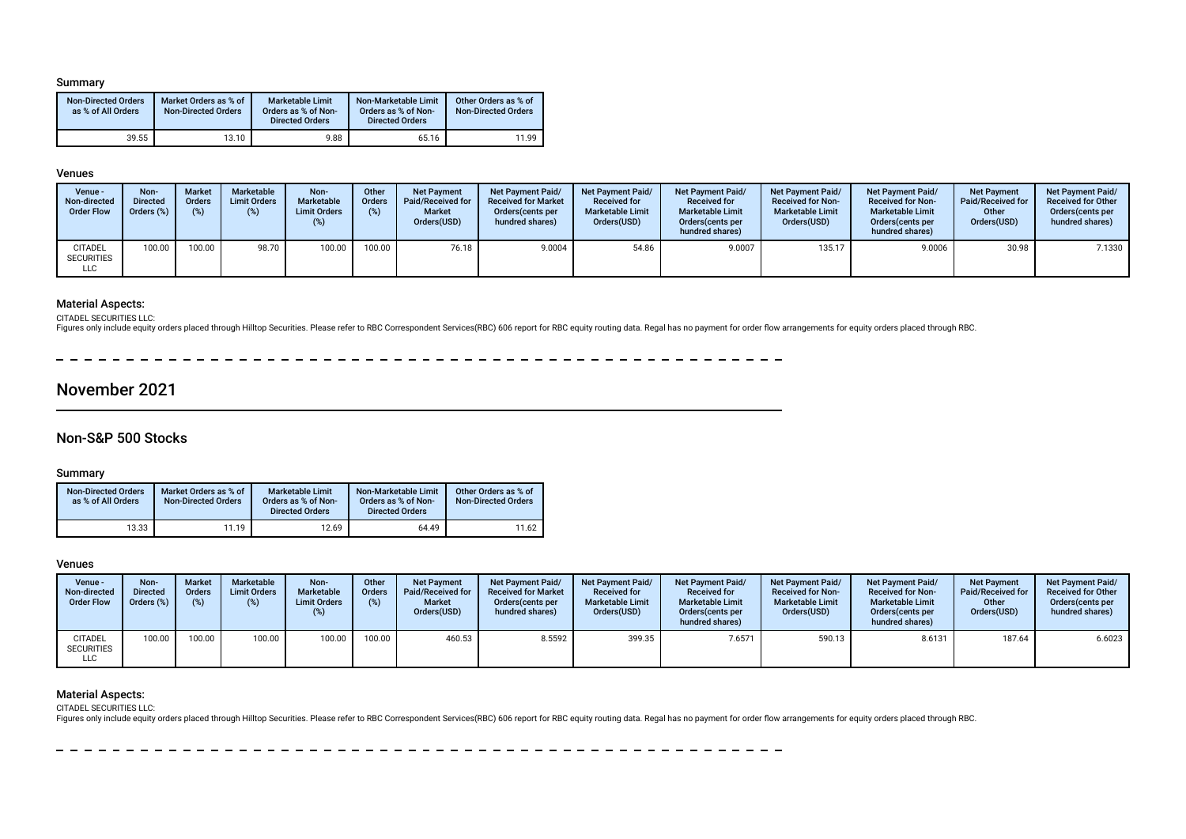### Summary

| Non-Directed Orders as % of All Orders | Market Orders as % of Non-Directed Orders | Marketable Limit Orders as % of Non-Directed Orders | Non-Marketable Limit Orders as % of Non-Directed Orders | Other Orders as % of Non-Directed Orders |
|---|---|---|---|---|
| 39.55 | 13.10 | 9.88 | 65.16 | 11.99 |

### Venues

| Venue - Non-directed Order Flow | Non-Directed Orders (%) | Market Orders (%) | Marketable Limit Orders (%) | Non-Marketable Limit Orders (%) | Other Orders (%) | Net Payment Paid/Received for Market Orders(USD) | Net Payment Paid/ Received for Market Orders(cents per hundred shares) | Net Payment Paid/ Received for Marketable Limit Orders(USD) | Net Payment Paid/ Received for Marketable Limit Orders(cents per hundred shares) | Net Payment Paid/ Received for Non-Marketable Limit Orders(USD) | Net Payment Paid/ Received for Non-Marketable Limit Orders(cents per hundred shares) | Net Payment Paid/Received for Other Orders(USD) | Net Payment Paid/ Received for Other Orders(cents per hundred shares) |
|---|---|---|---|---|---|---|---|---|---|---|---|---|---|
| CITADEL SECURITIES LLC | 100.00 | 100.00 | 98.70 | 100.00 | 100.00 | 76.18 | 9.0004 | 54.86 | 9.0007 | 135.17 | 9.0006 | 30.98 | 7.1330 |

### Material Aspects:

CITADEL SECURITIES LLC:
Figures only include equity orders placed through Hilltop Securities. Please refer to RBC Correspondent Services(RBC) 606 report for RBC equity routing data. Regal has no payment for order flow arrangements for equity orders placed through RBC.

# November 2021

## Non-S&P 500 Stocks

### Summary

| Non-Directed Orders as % of All Orders | Market Orders as % of Non-Directed Orders | Marketable Limit Orders as % of Non-Directed Orders | Non-Marketable Limit Orders as % of Non-Directed Orders | Other Orders as % of Non-Directed Orders |
|---|---|---|---|---|
| 13.33 | 11.19 | 12.69 | 64.49 | 11.62 |

### Venues

| Venue - Non-directed Order Flow | Non-Directed Orders (%) | Market Orders (%) | Marketable Limit Orders (%) | Non-Marketable Limit Orders (%) | Other Orders (%) | Net Payment Paid/Received for Market Orders(USD) | Net Payment Paid/ Received for Market Orders(cents per hundred shares) | Net Payment Paid/ Received for Marketable Limit Orders(USD) | Net Payment Paid/ Received for Marketable Limit Orders(cents per hundred shares) | Net Payment Paid/ Received for Non-Marketable Limit Orders(USD) | Net Payment Paid/ Received for Non-Marketable Limit Orders(cents per hundred shares) | Net Payment Paid/Received for Other Orders(USD) | Net Payment Paid/ Received for Other Orders(cents per hundred shares) |
|---|---|---|---|---|---|---|---|---|---|---|---|---|---|
| CITADEL SECURITIES LLC | 100.00 | 100.00 | 100.00 | 100.00 | 100.00 | 460.53 | 8.5592 | 399.35 | 7.6571 | 590.13 | 8.6131 | 187.64 | 6.6023 |

### Material Aspects:

CITADEL SECURITIES LLC:
Figures only include equity orders placed through Hilltop Securities. Please refer to RBC Correspondent Services(RBC) 606 report for RBC equity routing data. Regal has no payment for order flow arrangements for equity orders placed through RBC.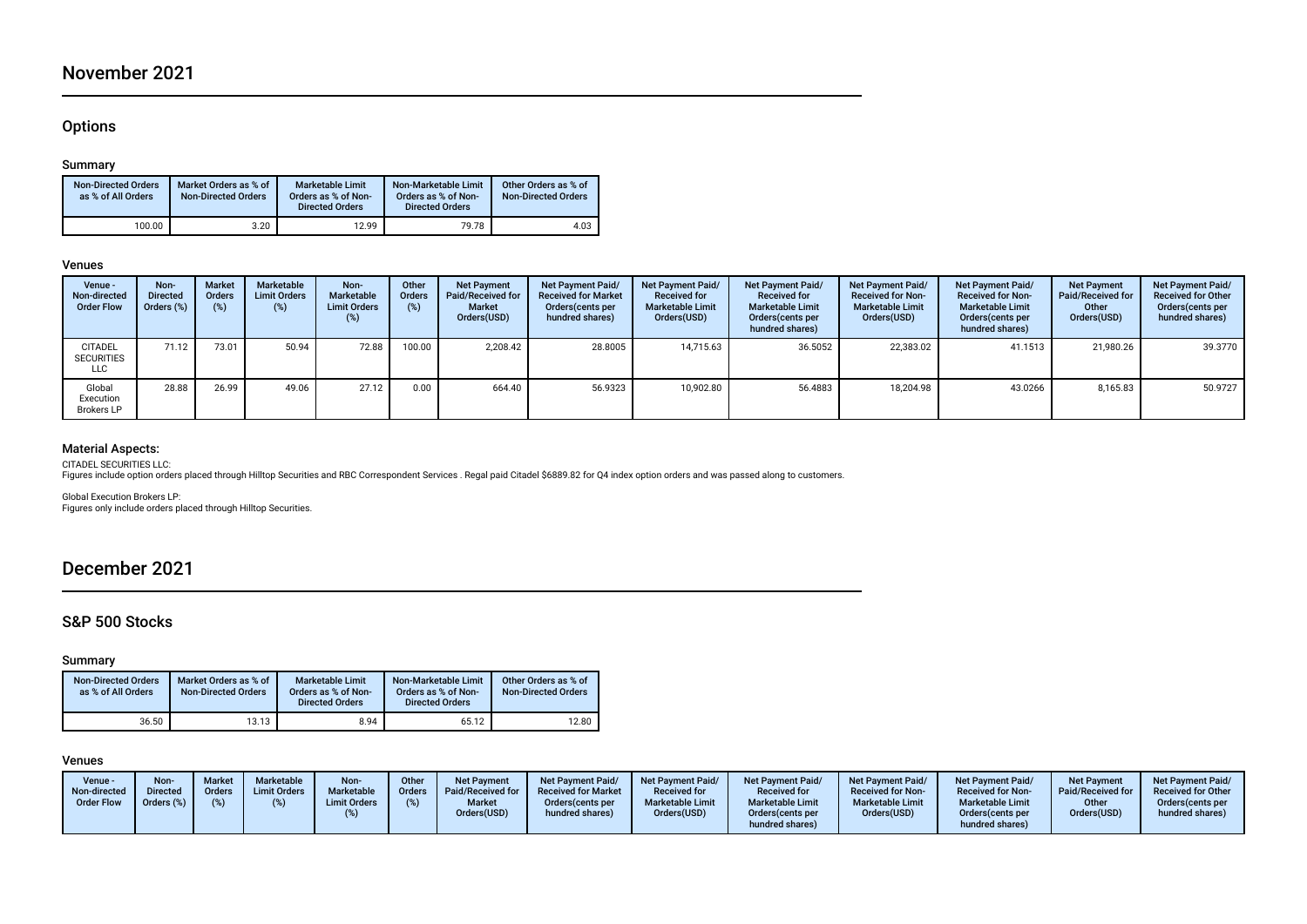## November 2021

### Options

#### Summary

| Non-Directed Orders as % of All Orders | Market Orders as % of Non-Directed Orders | Marketable Limit Orders as % of Non-Directed Orders | Non-Marketable Limit Orders as % of Non-Directed Orders | Other Orders as % of Non-Directed Orders |
|---|---|---|---|---|
| 100.00 | 3.20 | 12.99 | 79.78 | 4.03 |

#### Venues

| Venue - Non-directed Order Flow | Non-Directed Orders (%) | Market Orders (%) | Marketable Limit Orders (%) | Non-Marketable Limit Orders (%) | Other Orders (%) | Net Payment Paid/Received for Market Orders(USD) | Net Payment Paid/Received for Market Orders(cents per hundred shares) | Net Payment Paid/Received for Marketable Limit Orders(USD) | Net Payment Paid/Received for Marketable Limit Orders(cents per hundred shares) | Net Payment Paid/Received for Non-Marketable Limit Orders(USD) | Net Payment Paid/Received for Non-Marketable Limit Orders(cents per hundred shares) | Net Payment Paid/Received for Other Orders(USD) | Net Payment Paid/Received for Other Orders(cents per hundred shares) |
|---|---|---|---|---|---|---|---|---|---|---|---|---|---|
| CITADEL SECURITIES LLC | 71.12 | 73.01 | 50.94 | 72.88 | 100.00 | 2,208.42 | 28.8005 | 14,715.63 | 36.5052 | 22,383.02 | 41.1513 | 21,980.26 | 39.3770 |
| Global Execution Brokers LP | 28.88 | 26.99 | 49.06 | 27.12 | 0.00 | 664.40 | 56.9323 | 10,902.80 | 56.4883 | 18,204.98 | 43.0266 | 8,165.83 | 50.9727 |

#### Material Aspects:

CITADEL SECURITIES LLC:
Figures include option orders placed through Hilltop Securities and RBC Correspondent Services . Regal paid Citadel $6889.82 for Q4 index option orders and was passed along to customers.

Global Execution Brokers LP:
Figures only include orders placed through Hilltop Securities.

## December 2021

### S&P 500 Stocks

#### Summary

| Non-Directed Orders as % of All Orders | Market Orders as % of Non-Directed Orders | Marketable Limit Orders as % of Non-Directed Orders | Non-Marketable Limit Orders as % of Non-Directed Orders | Other Orders as % of Non-Directed Orders |
|---|---|---|---|---|
| 36.50 | 13.13 | 8.94 | 65.12 | 12.80 |

#### Venues

| Venue - Non-directed Order Flow | Non-Directed Orders (%) | Market Orders (%) | Marketable Limit Orders (%) | Non-Marketable Limit Orders (%) | Other Orders (%) | Net Payment Paid/Received for Market Orders(USD) | Net Payment Paid/Received for Market Orders(cents per hundred shares) | Net Payment Paid/Received for Marketable Limit Orders(USD) | Net Payment Paid/Received for Marketable Limit Orders(cents per hundred shares) | Net Payment Paid/Received for Non-Marketable Limit Orders(USD) | Net Payment Paid/Received for Non-Marketable Limit Orders(cents per hundred shares) | Net Payment Paid/Received for Other Orders(USD) | Net Payment Paid/Received for Other Orders(cents per hundred shares) |
|---|---|---|---|---|---|---|---|---|---|---|---|---|---|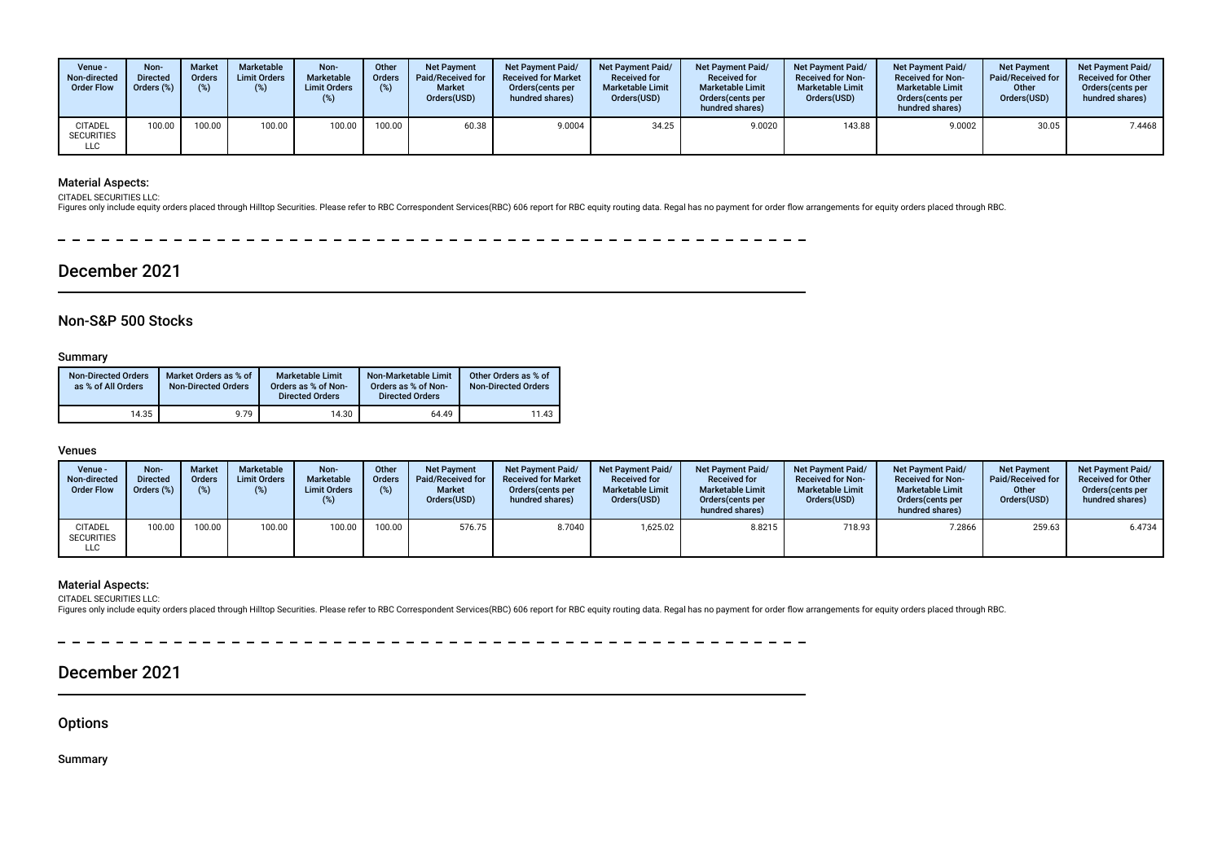| Venue - Non-directed Order Flow | Non-Directed Orders (%) | Market Orders (%) | Marketable Limit Orders (%) | Non-Marketable Limit Orders (%) | Other Orders (%) | Net Payment Paid/Received for Market Orders(USD) | Net Payment Paid/ Received for Market Orders(cents per hundred shares) | Net Payment Paid/ Received for Marketable Limit Orders(USD) | Net Payment Paid/ Received for Marketable Limit Orders(cents per hundred shares) | Net Payment Paid/ Received for Non-Marketable Limit Orders(USD) | Net Payment Paid/ Received for Non-Marketable Limit Orders(cents per hundred shares) | Net Payment Paid/Received for Other Orders(USD) | Net Payment Paid/ Received for Other Orders(cents per hundred shares) |
|---|---|---|---|---|---|---|---|---|---|---|---|---|---|
| CITADEL SECURITIES LLC | 100.00 | 100.00 | 100.00 | 100.00 | 100.00 | 60.38 | 9.0004 | 34.25 | 9.0020 | 143.88 | 9.0002 | 30.05 | 7.4468 |

### Material Aspects:

CITADEL SECURITIES LLC:
Figures only include equity orders placed through Hilltop Securities. Please refer to RBC Correspondent Services(RBC) 606 report for RBC equity routing data. Regal has no payment for order flow arrangements for equity orders placed through RBC.

# December 2021

## Non-S&P 500 Stocks

### Summary

| Non-Directed Orders as % of All Orders | Market Orders as % of Non-Directed Orders | Marketable Limit Orders as % of Non-Directed Orders | Non-Marketable Limit Orders as % of Non-Directed Orders | Other Orders as % of Non-Directed Orders |
|---|---|---|---|---|
| 14.35 | 9.79 | 14.30 | 64.49 | 11.43 |

### Venues

| Venue - Non-directed Order Flow | Non-Directed Orders (%) | Market Orders (%) | Marketable Limit Orders (%) | Non-Marketable Limit Orders (%) | Other Orders (%) | Net Payment Paid/Received for Market Orders(USD) | Net Payment Paid/ Received for Market Orders(cents per hundred shares) | Net Payment Paid/ Received for Marketable Limit Orders(USD) | Net Payment Paid/ Received for Marketable Limit Orders(cents per hundred shares) | Net Payment Paid/ Received for Non-Marketable Limit Orders(USD) | Net Payment Paid/ Received for Non-Marketable Limit Orders(cents per hundred shares) | Net Payment Paid/Received for Other Orders(USD) | Net Payment Paid/ Received for Other Orders(cents per hundred shares) |
|---|---|---|---|---|---|---|---|---|---|---|---|---|---|
| CITADEL SECURITIES LLC | 100.00 | 100.00 | 100.00 | 100.00 | 100.00 | 576.75 | 8.7040 | 1,625.02 | 8.8215 | 718.93 | 7.2866 | 259.63 | 6.4734 |

### Material Aspects:

CITADEL SECURITIES LLC:
Figures only include equity orders placed through Hilltop Securities. Please refer to RBC Correspondent Services(RBC) 606 report for RBC equity routing data. Regal has no payment for order flow arrangements for equity orders placed through RBC.

# December 2021

## Options

### Summary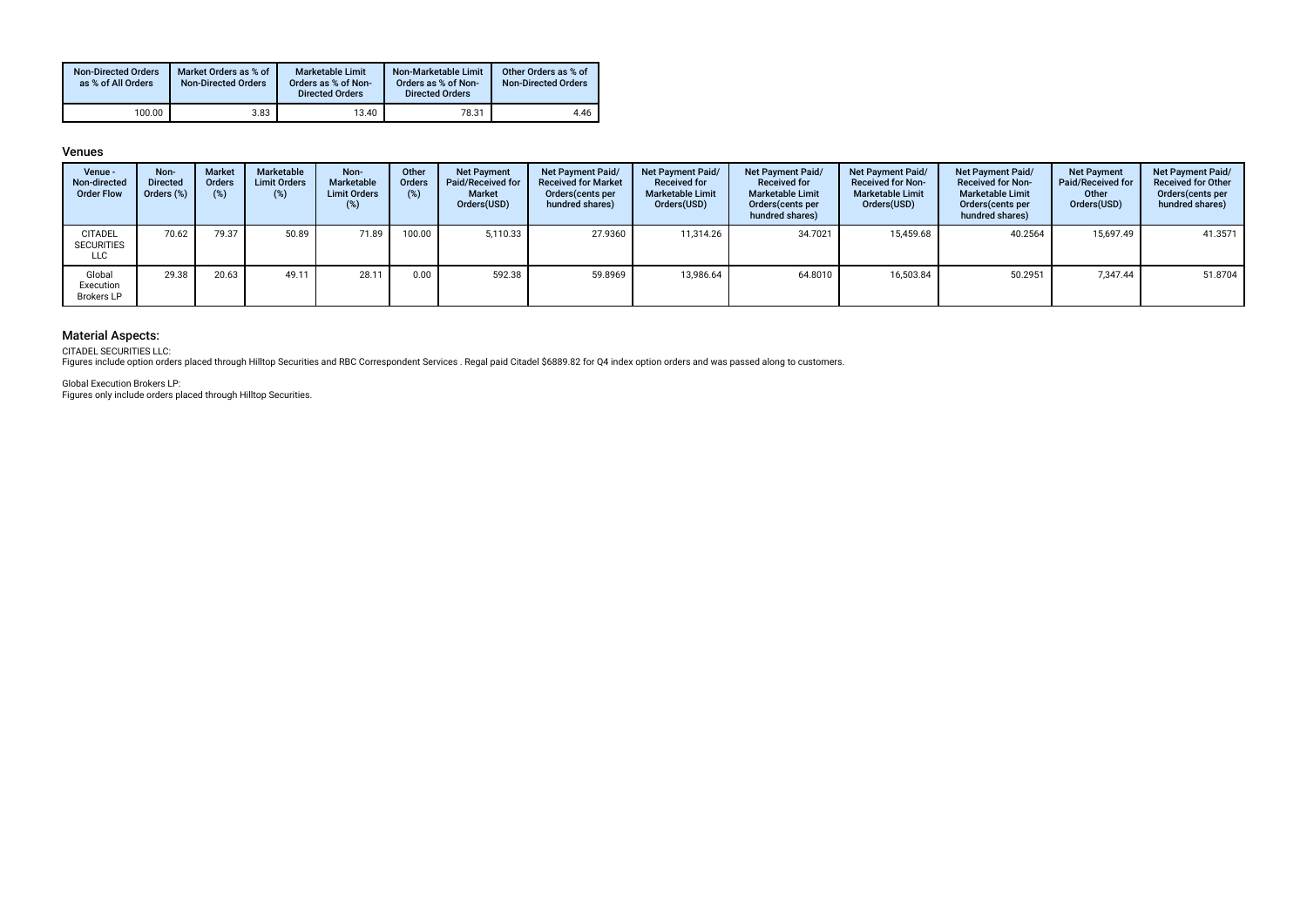| Non-Directed Orders as % of All Orders | Market Orders as % of Non-Directed Orders | Marketable Limit Orders as % of Non-Directed Orders | Non-Marketable Limit Orders as % of Non-Directed Orders | Other Orders as % of Non-Directed Orders |
|---|---|---|---|---|
| 100.00 | 3.83 | 13.40 | 78.31 | 4.46 |

## Venues

| Venue - Non-directed Order Flow | Non-Directed Orders (%) | Market Orders (%) | Marketable Limit Orders (%) | Non-Marketable Limit Orders (%) | Other Orders (%) | Net Payment Paid/Received for Market Orders(USD) | Net Payment Paid/ Received for Market Orders(cents per hundred shares) | Net Payment Paid/ Received for Marketable Limit Orders(USD) | Net Payment Paid/ Received for Marketable Limit Orders(cents per hundred shares) | Net Payment Paid/ Received for Non-Marketable Limit Orders(USD) | Net Payment Paid/ Received for Non-Marketable Limit Orders(cents per hundred shares) | Net Payment Paid/Received for Other Orders(USD) | Net Payment Paid/ Received for Other Orders(cents per hundred shares) |
|---|---|---|---|---|---|---|---|---|---|---|---|---|---|
| CITADEL SECURITIES LLC | 70.62 | 79.37 | 50.89 | 71.89 | 100.00 | 5,110.33 | 27.9360 | 11,314.26 | 34.7021 | 15,459.68 | 40.2564 | 15,697.49 | 41.3571 |
| Global Execution Brokers LP | 29.38 | 20.63 | 49.11 | 28.11 | 0.00 | 592.38 | 59.8969 | 13,986.64 | 64.8010 | 16,503.84 | 50.2951 | 7,347.44 | 51.8704 |

## Material Aspects:

CITADEL SECURITIES LLC:
Figures include option orders placed through Hilltop Securities and RBC Correspondent Services . Regal paid Citadel $6889.82 for Q4 index option orders and was passed along to customers.

Global Execution Brokers LP:
Figures only include orders placed through Hilltop Securities.